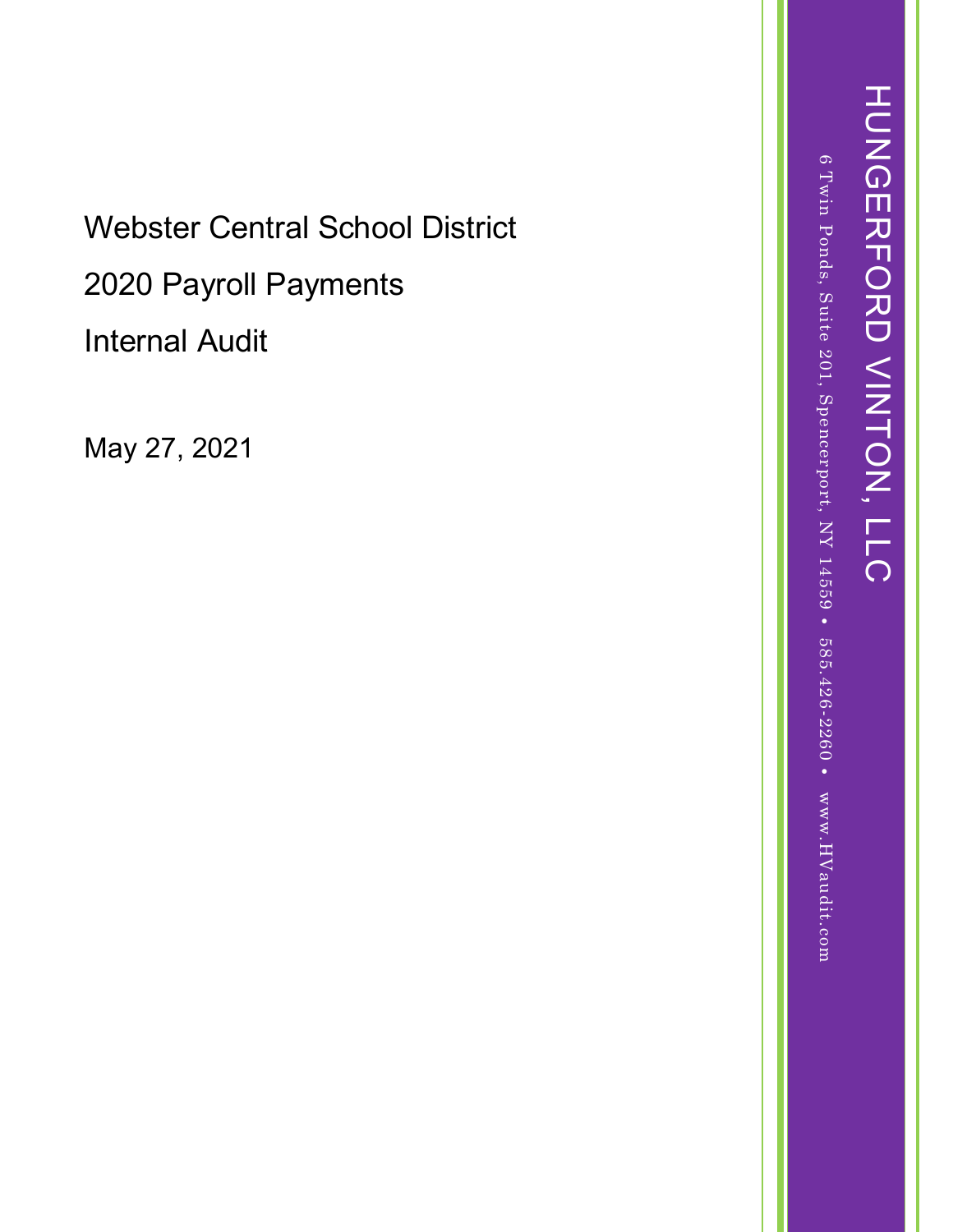# Webster Central School District

## 2020 Payroll Payments

## Internal Audit

May 27, 2021

HUNGERFORD VINTON, LLC

6 Twin Ponds, Suite 201, Spencerport, NY 14559 • 585.426-2260 • www.HVaudit.com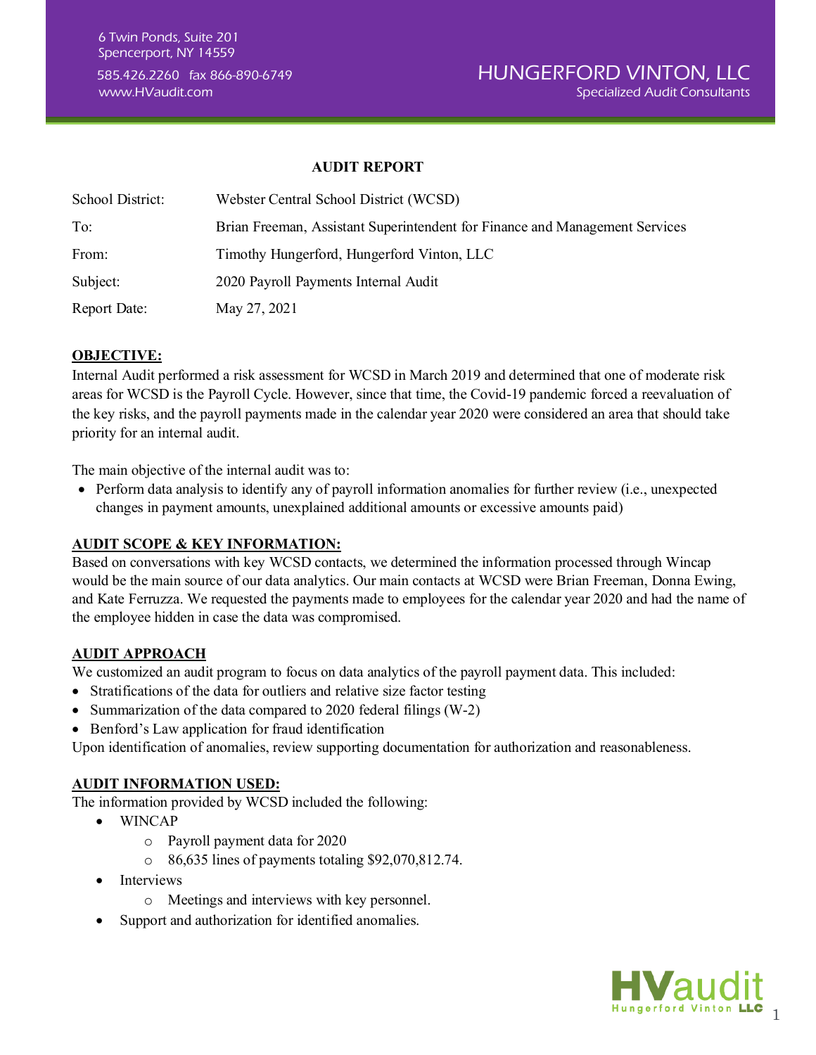# AUDIT REPORT

| | |
|---|---|
| School District: | Webster Central School District (WCSD) |
| To: | Brian Freeman, Assistant Superintendent for Finance and Management Services |
| From: | Timothy Hungerford, Hungerford Vinton, LLC |
| Subject: | 2020 Payroll Payments Internal Audit |
| Report Date: | May 27, 2021 |

## OBJECTIVE:

Internal Audit performed a risk assessment for WCSD in March 2019 and determined that one of moderate risk areas for WCSD is the Payroll Cycle. However, since that time, the Covid-19 pandemic forced a reevaluation of the key risks, and the payroll payments made in the calendar year 2020 were considered an area that should take priority for an internal audit.

The main objective of the internal audit was to:

- Perform data analysis to identify any of payroll information anomalies for further review (i.e., unexpected changes in payment amounts, unexplained additional amounts or excessive amounts paid)

## AUDIT SCOPE & KEY INFORMATION:

Based on conversations with key WCSD contacts, we determined the information processed through Wincap would be the main source of our data analytics. Our main contacts at WCSD were Brian Freeman, Donna Ewing, and Kate Ferruzza. We requested the payments made to employees for the calendar year 2020 and had the name of the employee hidden in case the data was compromised.

## AUDIT APPROACH

We customized an audit program to focus on data analytics of the payroll payment data. This included:

- Stratifications of the data for outliers and relative size factor testing
- Summarization of the data compared to 2020 federal filings (W-2)
- Benford's Law application for fraud identification

Upon identification of anomalies, review supporting documentation for authorization and reasonableness.

## AUDIT INFORMATION USED:

The information provided by WCSD included the following:

- WINCAP
  - Payroll payment data for 2020
  - 86,635 lines of payments totaling $92,070,812.74.
- Interviews
  - Meetings and interviews with key personnel.
- Support and authorization for identified anomalies.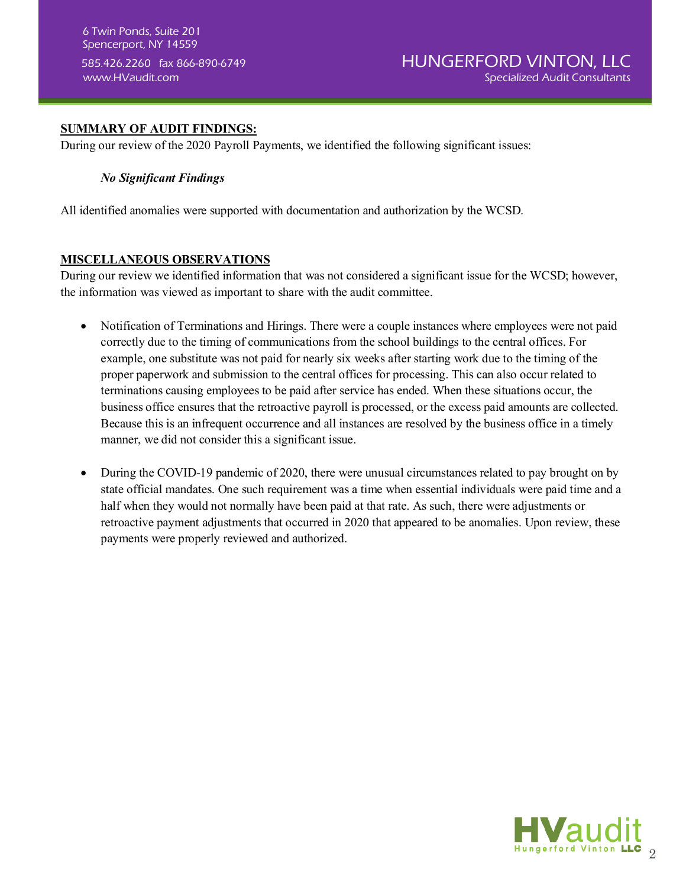**SUMMARY OF AUDIT FINDINGS:**

During our review of the 2020 Payroll Payments, we identified the following significant issues:

***No Significant Findings***

All identified anomalies were supported with documentation and authorization by the WCSD.

**MISCELLANEOUS OBSERVATIONS**

During our review we identified information that was not considered a significant issue for the WCSD; however, the information was viewed as important to share with the audit committee.

- Notification of Terminations and Hirings. There were a couple instances where employees were not paid correctly due to the timing of communications from the school buildings to the central offices. For example, one substitute was not paid for nearly six weeks after starting work due to the timing of the proper paperwork and submission to the central offices for processing. This can also occur related to terminations causing employees to be paid after service has ended. When these situations occur, the business office ensures that the retroactive payroll is processed, or the excess paid amounts are collected. Because this is an infrequent occurrence and all instances are resolved by the business office in a timely manner, we did not consider this a significant issue.

- During the COVID-19 pandemic of 2020, there were unusual circumstances related to pay brought on by state official mandates. One such requirement was a time when essential individuals were paid time and a half when they would not normally have been paid at that rate. As such, there were adjustments or retroactive payment adjustments that occurred in 2020 that appeared to be anomalies. Upon review, these payments were properly reviewed and authorized.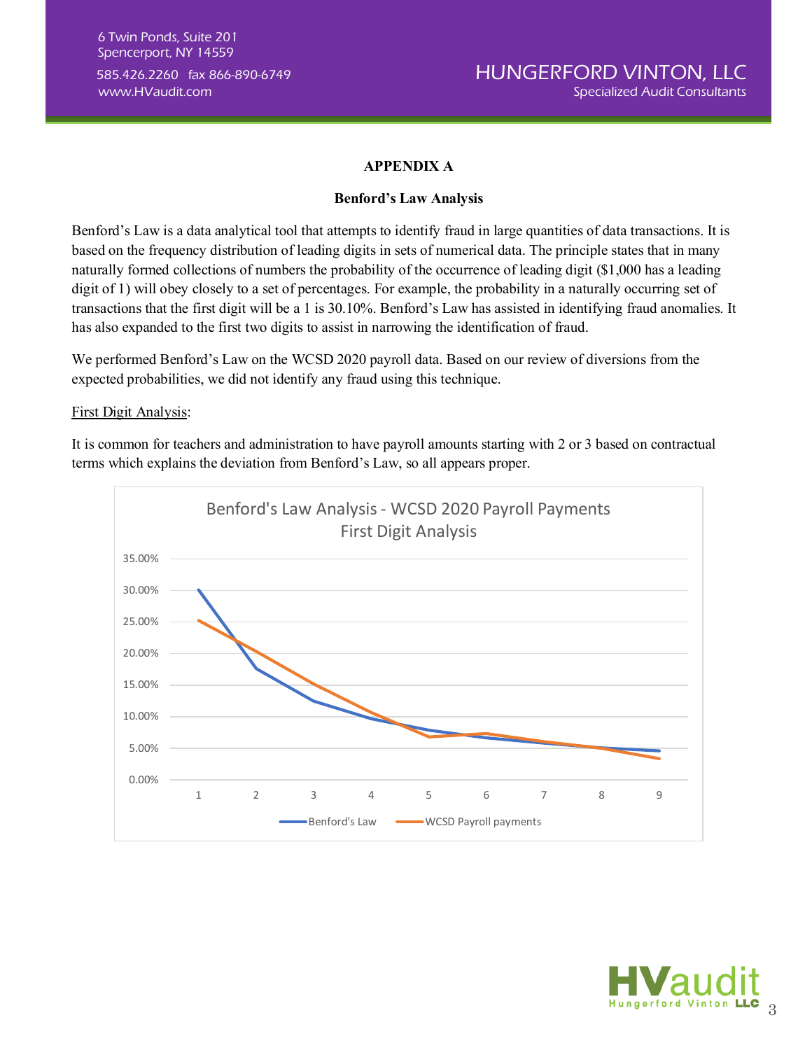## APPENDIX A

### Benford's Law Analysis

Benford's Law is a data analytical tool that attempts to identify fraud in large quantities of data transactions. It is based on the frequency distribution of leading digits in sets of numerical data. The principle states that in many naturally formed collections of numbers the probability of the occurrence of leading digit ($1,000 has a leading digit of 1) will obey closely to a set of percentages. For example, the probability in a naturally occurring set of transactions that the first digit will be a 1 is 30.10%. Benford's Law has assisted in identifying fraud anomalies. It has also expanded to the first two digits to assist in narrowing the identification of fraud.

We performed Benford's Law on the WCSD 2020 payroll data. Based on our review of diversions from the expected probabilities, we did not identify any fraud using this technique.

<u>First Digit Analysis</u>:

It is common for teachers and administration to have payroll amounts starting with 2 or 3 based on contractual terms which explains the deviation from Benford's Law, so all appears proper.

Benford's Law Analysis - WCSD 2020 Payroll Payments
First Digit Analysis

Legend: Benford's Law; WCSD Payroll payments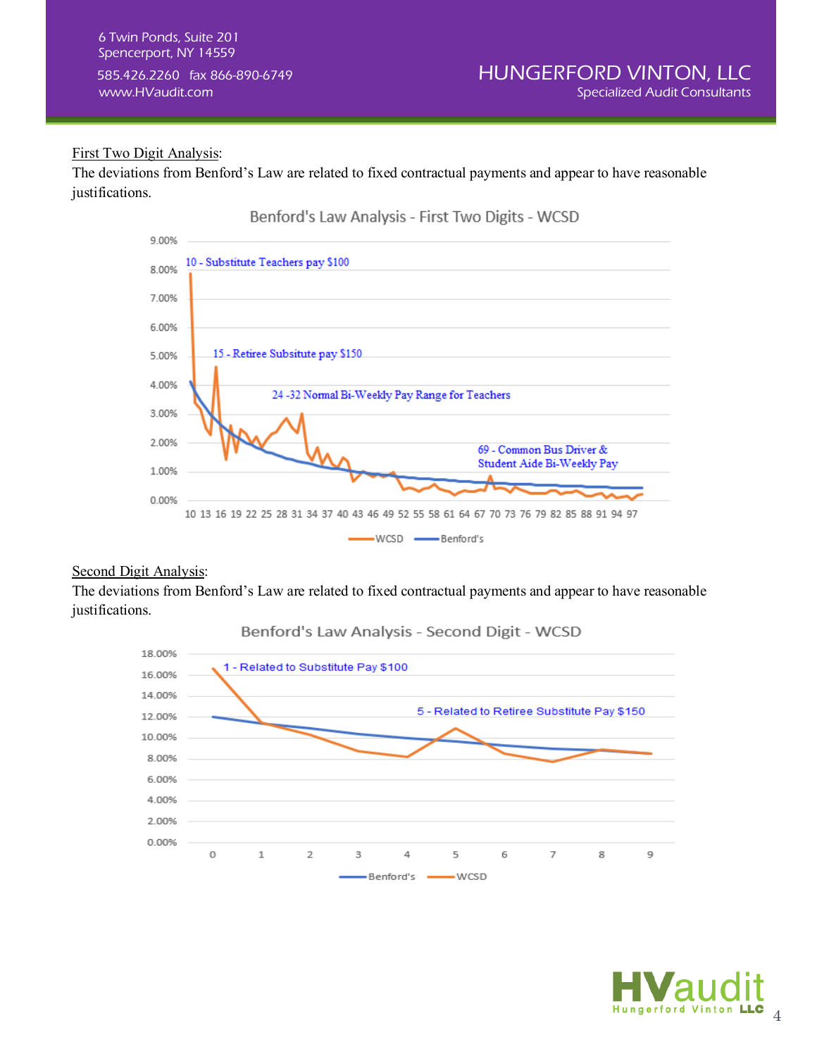First Two Digit Analysis:

The deviations from Benford's Law are related to fixed contractual payments and appear to have reasonable justifications.

Benford's Law Analysis - First Two Digits - WCSD

10 - Substitute Teachers pay $100

15 - Retiree Subsitute pay $150

24 -32 Normal Bi-Weekly Pay Range for Teachers

69 - Common Bus Driver & Student Aide Bi-Weekly Pay

Second Digit Analysis:

The deviations from Benford's Law are related to fixed contractual payments and appear to have reasonable justifications.

Benford's Law Analysis - Second Digit - WCSD

1 - Related to Substitute Pay $100

5 - Related to Retiree Substitute Pay $150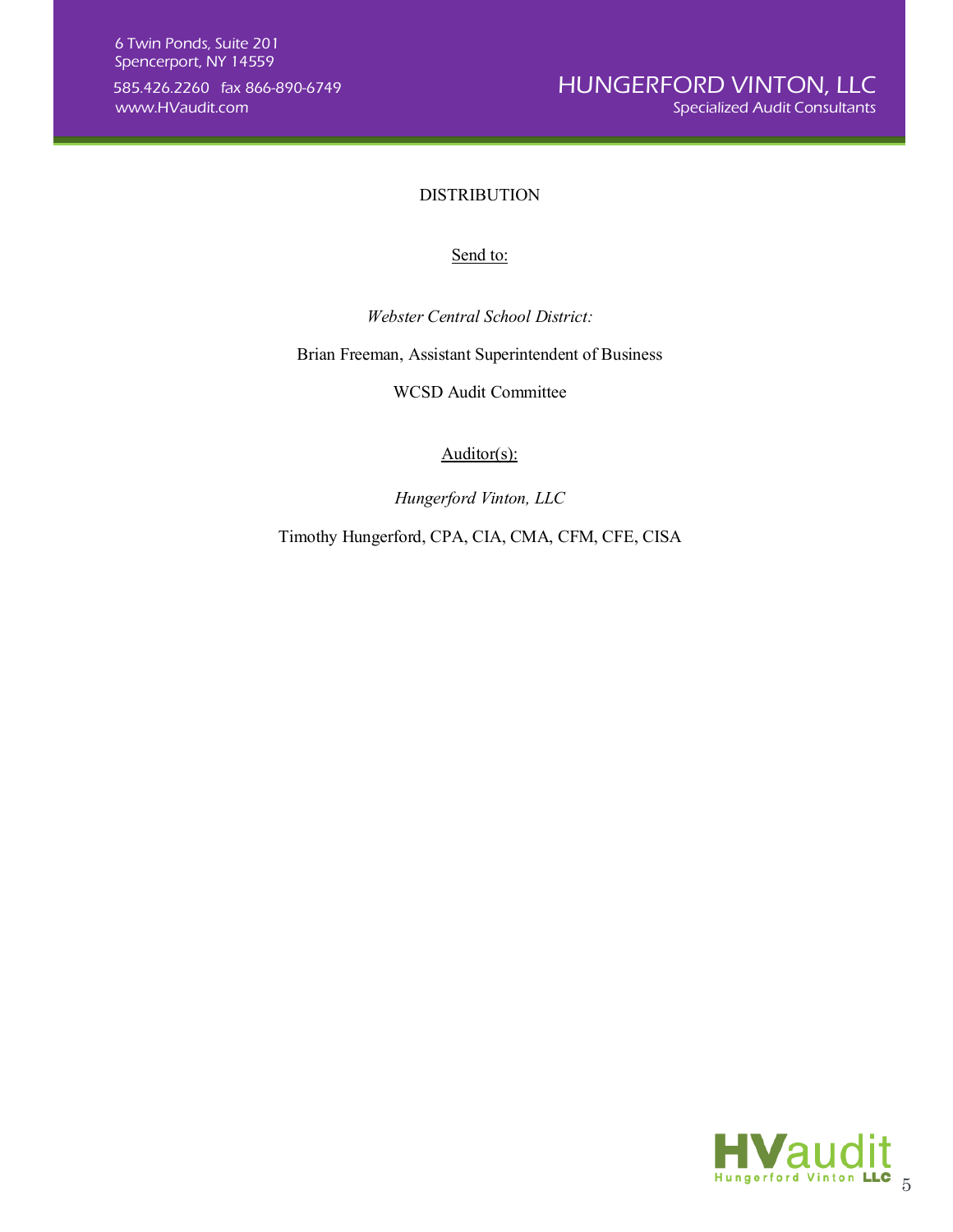# DISTRIBUTION

Send to:

*Webster Central School District:*

Brian Freeman, Assistant Superintendent of Business

WCSD Audit Committee

Auditor(s):

*Hungerford Vinton, LLC*

Timothy Hungerford, CPA, CIA, CMA, CFM, CFE, CISA